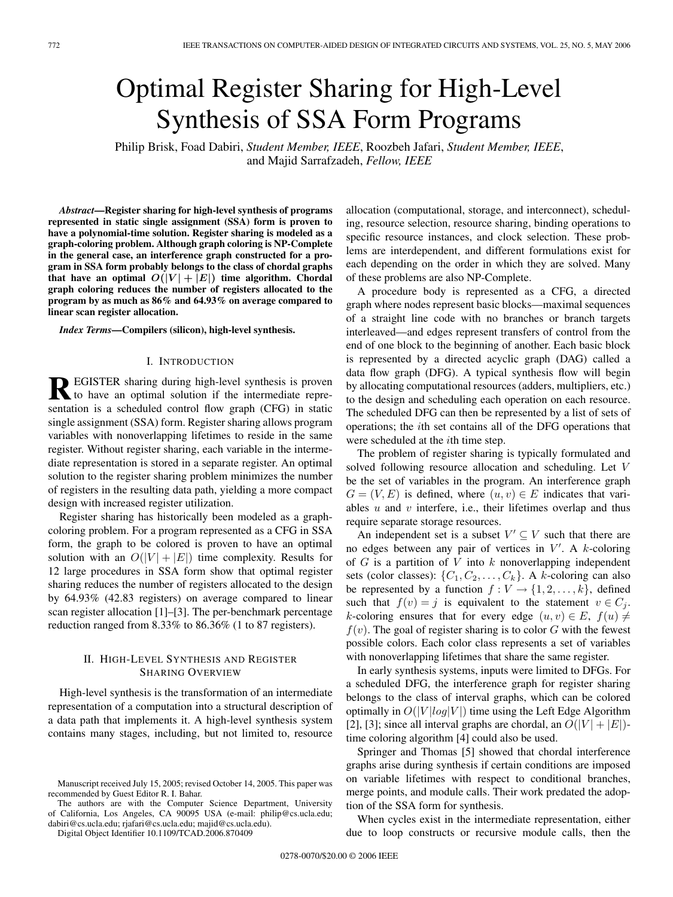# Optimal Register Sharing for High-Level Synthesis of SSA Form Programs

Philip Brisk, Foad Dabiri, *Student Member, IEEE*, Roozbeh Jafari, *Student Member, IEEE*, and Majid Sarrafzadeh, *Fellow, IEEE*

***Abstract*—Register sharing for high-level synthesis of programs represented in static single assignment (SSA) form is proven to have a polynomial-time solution. Register sharing is modeled as a graph-coloring problem. Although graph coloring is NP-Complete in the general case, an interference graph constructed for a program in SSA form probably belongs to the class of chordal graphs that have an optimal $O(|V| + |E|)$ time algorithm. Chordal graph coloring reduces the number of registers allocated to the program by as much as 86% and 64.93% on average compared to linear scan register allocation.**

***Index Terms*—Compilers (silicon), high-level synthesis.**

## I. Introduction

Register sharing during high-level synthesis is proven to have an optimal solution if the intermediate representation is a scheduled control flow graph (CFG) in static single assignment (SSA) form. Register sharing allows program variables with nonoverlapping lifetimes to reside in the same register. Without register sharing, each variable in the intermediate representation is stored in a separate register. An optimal solution to the register sharing problem minimizes the number of registers in the resulting data path, yielding a more compact design with increased register utilization.

Register sharing has historically been modeled as a graph-coloring problem. For a program represented as a CFG in SSA form, the graph to be colored is proven to have an optimal solution with an $O(|V| + |E|)$ time complexity. Results for 12 large procedures in SSA form show that optimal register sharing reduces the number of registers allocated to the design by 64.93% (42.83 registers) on average compared to linear scan register allocation [1]–[3]. The per-benchmark percentage reduction ranged from 8.33% to 86.36% (1 to 87 registers).

## II. High-Level Synthesis and Register Sharing Overview

High-level synthesis is the transformation of an intermediate representation of a computation into a structural description of a data path that implements it. A high-level synthesis system contains many stages, including, but not limited to, resource allocation (computational, storage, and interconnect), scheduling, resource selection, resource sharing, binding operations to specific resource instances, and clock selection. These problems are interdependent, and different formulations exist for each depending on the order in which they are solved. Many of these problems are also NP-Complete.

A procedure body is represented as a CFG, a directed graph where nodes represent basic blocks—maximal sequences of a straight line code with no branches or branch targets interleaved—and edges represent transfers of control from the end of one block to the beginning of another. Each basic block is represented by a directed acyclic graph (DAG) called a data flow graph (DFG). A typical synthesis flow will begin by allocating computational resources (adders, multipliers, etc.) to the design and scheduling each operation on each resource. The scheduled DFG can then be represented by a list of sets of operations; the $i$th set contains all of the DFG operations that were scheduled at the $i$th time step.

The problem of register sharing is typically formulated and solved following resource allocation and scheduling. Let $V$ be the set of variables in the program. An interference graph $G = (V, E)$ is defined, where $(u, v) \in E$ indicates that variables $u$ and $v$ interfere, i.e., their lifetimes overlap and thus require separate storage resources.

An independent set is a subset $V' \subseteq V$ such that there are no edges between any pair of vertices in $V'$. A $k$-coloring of $G$ is a partition of $V$ into $k$ nonoverlapping independent sets (color classes): $\{C_1, C_2, \ldots, C_k\}$. A $k$-coloring can also be represented by a function $f : V \rightarrow \{1, 2, \ldots, k\}$, defined such that $f(v) = j$ is equivalent to the statement $v \in C_j$. $k$-coloring ensures that for every edge $(u, v) \in E$, $f(u) \neq f(v)$. The goal of register sharing is to color $G$ with the fewest possible colors. Each color class represents a set of variables with nonoverlapping lifetimes that share the same register.

In early synthesis systems, inputs were limited to DFGs. For a scheduled DFG, the interference graph for register sharing belongs to the class of interval graphs, which can be colored optimally in $O(|V| log|V|)$ time using the Left Edge Algorithm [2], [3]; since all interval graphs are chordal, an $O(|V| + |E|)$-time coloring algorithm [4] could also be used.

Springer and Thomas [5] showed that chordal interference graphs arise during synthesis if certain conditions are imposed on variable lifetimes with respect to conditional branches, merge points, and module calls. Their work predated the adoption of the SSA form for synthesis.

When cycles exist in the intermediate representation, either due to loop constructs or recursive module calls, then the

Manuscript received July 15, 2005; revised October 14, 2005. This paper was recommended by Guest Editor R. I. Bahar.

The authors are with the Computer Science Department, University of California, Los Angeles, CA 90095 USA (e-mail: philip@cs.ucla.edu; dabiri@cs.ucla.edu; rjafari@cs.ucla.edu; majid@cs.ucla.edu).

Digital Object Identifier 10.1109/TCAD.2006.870409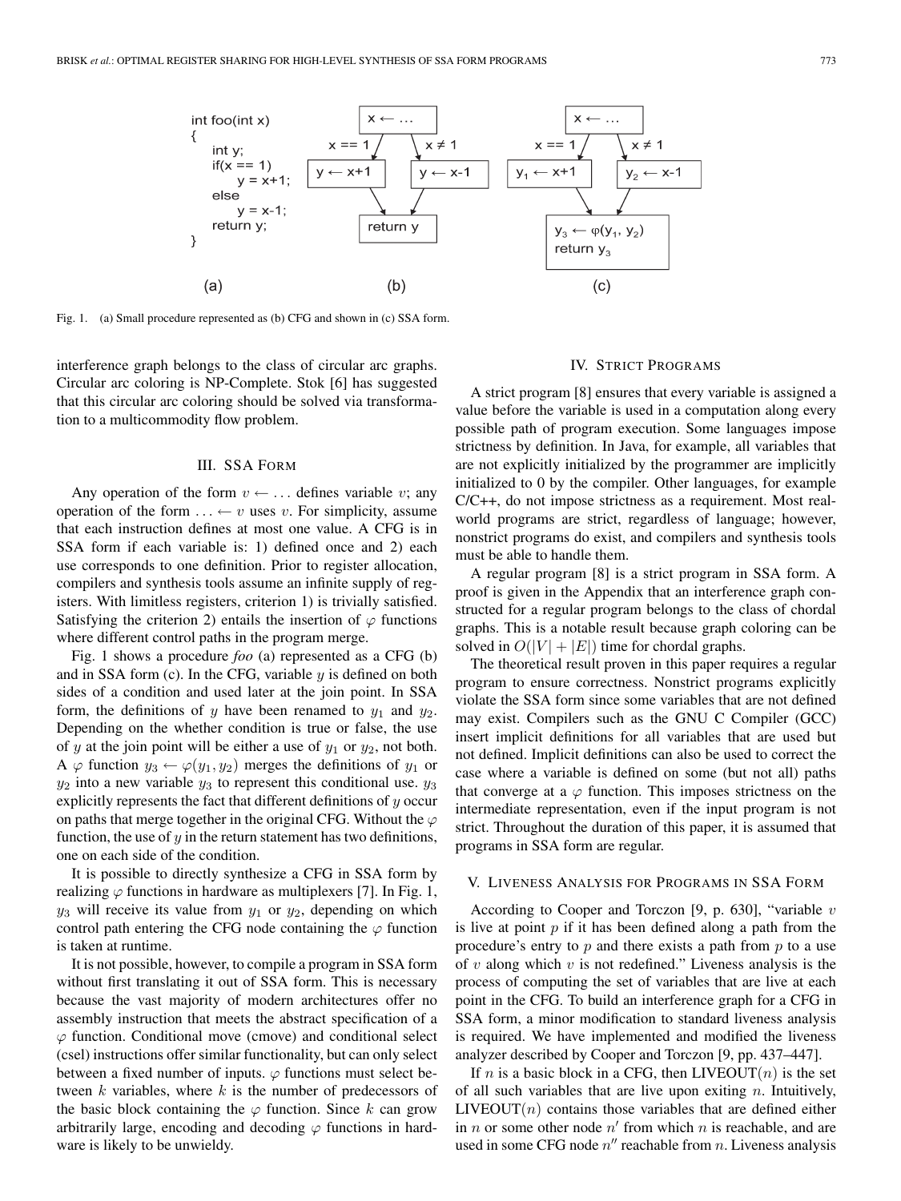Fig. 1. (a) Small procedure represented as (b) CFG and shown in (c) SSA form.

interference graph belongs to the class of circular arc graphs. Circular arc coloring is NP-Complete. Stok [6] has suggested that this circular arc coloring should be solved via transformation to a multicommodity flow problem.

## III. SSA Form

Any operation of the form $v \leftarrow \ldots$ defines variable $v$; any operation of the form $\ldots \leftarrow v$ uses $v$. For simplicity, assume that each instruction defines at most one value. A CFG is in SSA form if each variable is: 1) defined once and 2) each use corresponds to one definition. Prior to register allocation, compilers and synthesis tools assume an infinite supply of registers. With limitless registers, criterion 1) is trivially satisfied. Satisfying the criterion 2) entails the insertion of $\varphi$ functions where different control paths in the program merge.

Fig. 1 shows a procedure *foo* (a) represented as a CFG (b) and in SSA form (c). In the CFG, variable $y$ is defined on both sides of a condition and used later at the join point. In SSA form, the definitions of $y$ have been renamed to $y_1$ and $y_2$. Depending on the whether condition is true or false, the use of $y$ at the join point will be either a use of $y_1$ or $y_2$, not both. A $\varphi$ function $y_3 \leftarrow \varphi(y_1, y_2)$ merges the definitions of $y_1$ or $y_2$ into a new variable $y_3$ to represent this conditional use. $y_3$ explicitly represents the fact that different definitions of $y$ occur on paths that merge together in the original CFG. Without the $\varphi$ function, the use of $y$ in the return statement has two definitions, one on each side of the condition.

It is possible to directly synthesize a CFG in SSA form by realizing $\varphi$ functions in hardware as multiplexers [7]. In Fig. 1, $y_3$ will receive its value from $y_1$ or $y_2$, depending on which control path entering the CFG node containing the $\varphi$ function is taken at runtime.

It is not possible, however, to compile a program in SSA form without first translating it out of SSA form. This is necessary because the vast majority of modern architectures offer no assembly instruction that meets the abstract specification of a $\varphi$ function. Conditional move (cmove) and conditional select (csel) instructions offer similar functionality, but can only select between a fixed number of inputs. $\varphi$ functions must select between $k$ variables, where $k$ is the number of predecessors of the basic block containing the $\varphi$ function. Since $k$ can grow arbitrarily large, encoding and decoding $\varphi$ functions in hardware is likely to be unwieldy.

## IV. Strict Programs

A strict program [8] ensures that every variable is assigned a value before the variable is used in a computation along every possible path of program execution. Some languages impose strictness by definition. In Java, for example, all variables that are not explicitly initialized by the programmer are implicitly initialized to 0 by the compiler. Other languages, for example C/C++, do not impose strictness as a requirement. Most real-world programs are strict, regardless of language; however, nonstrict programs do exist, and compilers and synthesis tools must be able to handle them.

A regular program [8] is a strict program in SSA form. A proof is given in the Appendix that an interference graph constructed for a regular program belongs to the class of chordal graphs. This is a notable result because graph coloring can be solved in $O(|V| + |E|)$ time for chordal graphs.

The theoretical result proven in this paper requires a regular program to ensure correctness. Nonstrict programs explicitly violate the SSA form since some variables that are not defined may exist. Compilers such as the GNU C Compiler (GCC) insert implicit definitions for all variables that are used but not defined. Implicit definitions can also be used to correct the case where a variable is defined on some (but not all) paths that converge at a $\varphi$ function. This imposes strictness on the intermediate representation, even if the input program is not strict. Throughout the duration of this paper, it is assumed that programs in SSA form are regular.

## V. Liveness Analysis for Programs in SSA Form

According to Cooper and Torczon [9, p. 630], "variable $v$ is live at point $p$ if it has been defined along a path from the procedure's entry to $p$ and there exists a path from $p$ to a use of $v$ along which $v$ is not redefined." Liveness analysis is the process of computing the set of variables that are live at each point in the CFG. To build an interference graph for a CFG in SSA form, a minor modification to standard liveness analysis is required. We have implemented and modified the liveness analyzer described by Cooper and Torczon [9, pp. 437–447].

If $n$ is a basic block in a CFG, then LIVEOUT($n$) is the set of all such variables that are live upon exiting $n$. Intuitively, LIVEOUT($n$) contains those variables that are defined either in $n$ or some other node $n'$ from which $n$ is reachable, and are used in some CFG node $n''$ reachable from $n$. Liveness analysis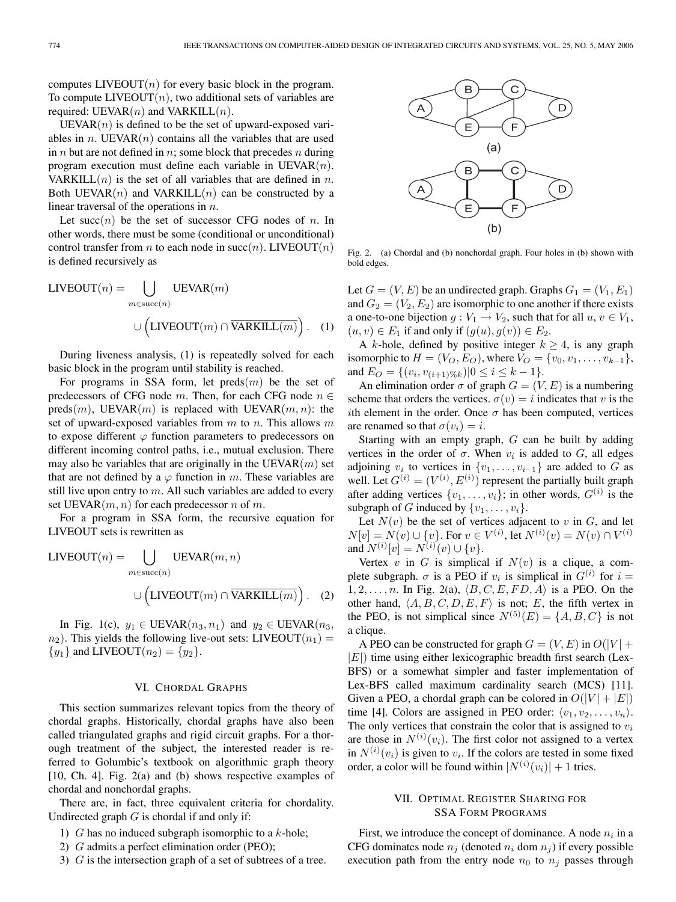computes $\text{LIVEOUT}(n)$ for every basic block in the program. To compute $\text{LIVEOUT}(n)$, two additional sets of variables are required: $\text{UEVAR}(n)$ and $\text{VARKILL}(n)$.

$\text{UEVAR}(n)$ is defined to be the set of upward-exposed variables in $n$. $\text{UEVAR}(n)$ contains all the variables that are used in $n$ but are not defined in $n$; some block that precedes $n$ during program execution must define each variable in $\text{UEVAR}(n)$. $\text{VARKILL}(n)$ is the set of all variables that are defined in $n$. Both $\text{UEVAR}(n)$ and $\text{VARKILL}(n)$ can be constructed by a linear traversal of the operations in $n$.

Let $\text{succ}(n)$ be the set of successor CFG nodes of $n$. In other words, there must be some (conditional or unconditional) control transfer from $n$ to each node in $\text{succ}(n)$. $\text{LIVEOUT}(n)$ is defined recursively as

$$\text{LIVEOUT}(n) = \bigcup_{m \in \text{succ}(n)} \text{UEVAR}(m) \cup \left(\text{LIVEOUT}(m) \cap \overline{\text{VARKILL}(m)}\right). \quad (1)$$

During liveness analysis, (1) is repeatedly solved for each basic block in the program until stability is reached.

For programs in SSA form, let $\text{preds}(m)$ be the set of predecessors of CFG node $m$. Then, for each CFG node $n \in \text{preds}(m)$, $\text{UEVAR}(m)$ is replaced with $\text{UEVAR}(m, n)$: the set of upward-exposed variables from $m$ to $n$. This allows $m$ to expose different $\varphi$ function parameters to predecessors on different incoming control paths, i.e., mutual exclusion. There may also be variables that are originally in the $\text{UEVAR}(m)$ set that are not defined by a $\varphi$ function in $m$. These variables are still live upon entry to $m$. All such variables are added to every set $\text{UEVAR}(m, n)$ for each predecessor $n$ of $m$.

For a program in SSA form, the recursive equation for LIVEOUT sets is rewritten as

$$\text{LIVEOUT}(n) = \bigcup_{m \in \text{succ}(n)} \text{UEVAR}(m, n) \cup \left(\text{LIVEOUT}(m) \cap \overline{\text{VARKILL}(m)}\right). \quad (2)$$

In Fig. 1(c), $y_1 \in \text{UEVAR}(n_3, n_1)$ and $y_2 \in \text{UEVAR}(n_3, n_2)$. This yields the following live-out sets: $\text{LIVEOUT}(n_1) = \{y_1\}$ and $\text{LIVEOUT}(n_2) = \{y_2\}$.

## VI. Chordal Graphs

This section summarizes relevant topics from the theory of chordal graphs. Historically, chordal graphs have also been called triangulated graphs and rigid circuit graphs. For a thorough treatment of the subject, the interested reader is referred to Golumbic's textbook on algorithmic graph theory [10, Ch. 4]. Fig. 2(a) and (b) shows respective examples of chordal and nonchordal graphs.

There are, in fact, three equivalent criteria for chordality. Undirected graph $G$ is chordal if and only if:

1) $G$ has no induced subgraph isomorphic to a $k$-hole;
2) $G$ admits a perfect elimination order (PEO);
3) $G$ is the intersection graph of a set of subtrees of a tree.

Fig. 2. (a) Chordal and (b) nonchordal graph. Four holes in (b) shown with bold edges.

Let $G = (V, E)$ be an undirected graph. Graphs $G_1 = (V_1, E_1)$ and $G_2 = (V_2, E_2)$ are isomorphic to one another if there exists a one-to-one bijection $g : V_1 \rightarrow V_2$, such that for all $u, v \in V_1$, $(u, v) \in E_1$ if and only if $(g(u), g(v)) \in E_2$.

A $k$-hole, defined by positive integer $k \geq 4$, is any graph isomorphic to $H = (V_O, E_O)$, where $V_O = \{v_0, v_1, \ldots, v_{k-1}\}$, and $E_O = \{(v_i, v_{(i+1)\%k}) | 0 \leq i \leq k-1\}$.

An elimination order $\sigma$ of graph $G = (V, E)$ is a numbering scheme that orders the vertices. $\sigma(v) = i$ indicates that $v$ is the $i$th element in the order. Once $\sigma$ has been computed, vertices are renamed so that $\sigma(v_i) = i$.

Starting with an empty graph, $G$ can be built by adding vertices in the order of $\sigma$. When $v_i$ is added to $G$, all edges adjoining $v_i$ to vertices in $\{v_1, \ldots, v_{i-1}\}$ are added to $G$ as well. Let $G^{(i)} = (V^{(i)}, E^{(i)})$ represent the partially built graph after adding vertices $\{v_1, \ldots, v_i\}$; in other words, $G^{(i)}$ is the subgraph of $G$ induced by $\{v_1, \ldots, v_i\}$.

Let $N(v)$ be the set of vertices adjacent to $v$ in $G$, and let $N[v] = N(v) \cup \{v\}$. For $v \in V^{(i)}$, let $N^{(i)}(v) = N(v) \cap V^{(i)}$ and $N^{(i)}[v] = N^{(i)}(v) \cup \{v\}$.

Vertex $v$ in $G$ is simplical if $N(v)$ is a clique, a complete subgraph. $\sigma$ is a PEO if $v_i$ is simplical in $G^{(i)}$ for $i = 1, 2, \ldots, n$. In Fig. 2(a), $\langle B, C, E, FD, A \rangle$ is a PEO. On the other hand, $\langle A, B, C, D, E, F \rangle$ is not; $E$, the fifth vertex in the PEO, is not simplical since $N^{(5)}(E) = \{A, B, C\}$ is not a clique.

A PEO can be constructed for graph $G = (V, E)$ in $O(|V| + |E|)$ time using either lexicographic breadth first search (Lex-BFS) or a somewhat simpler and faster implementation of Lex-BFS called maximum cardinality search (MCS) [11]. Given a PEO, a chordal graph can be colored in $O(|V| + |E|)$ time [4]. Colors are assigned in PEO order: $\langle v_1, v_2, \ldots, v_n \rangle$. The only vertices that constrain the color that is assigned to $v_i$ are those in $N^{(i)}(v_i)$. The first color not assigned to a vertex in $N^{(i)}(v_i)$ is given to $v_i$. If the colors are tested in some fixed order, a color will be found within $|N^{(i)}(v_i)| + 1$ tries.

## VII. Optimal Register Sharing for SSA Form Programs

First, we introduce the concept of dominance. A node $n_i$ in a CFG dominates node $n_j$ (denoted $n_i$ dom $n_j$) if every possible execution path from the entry node $n_0$ to $n_j$ passes through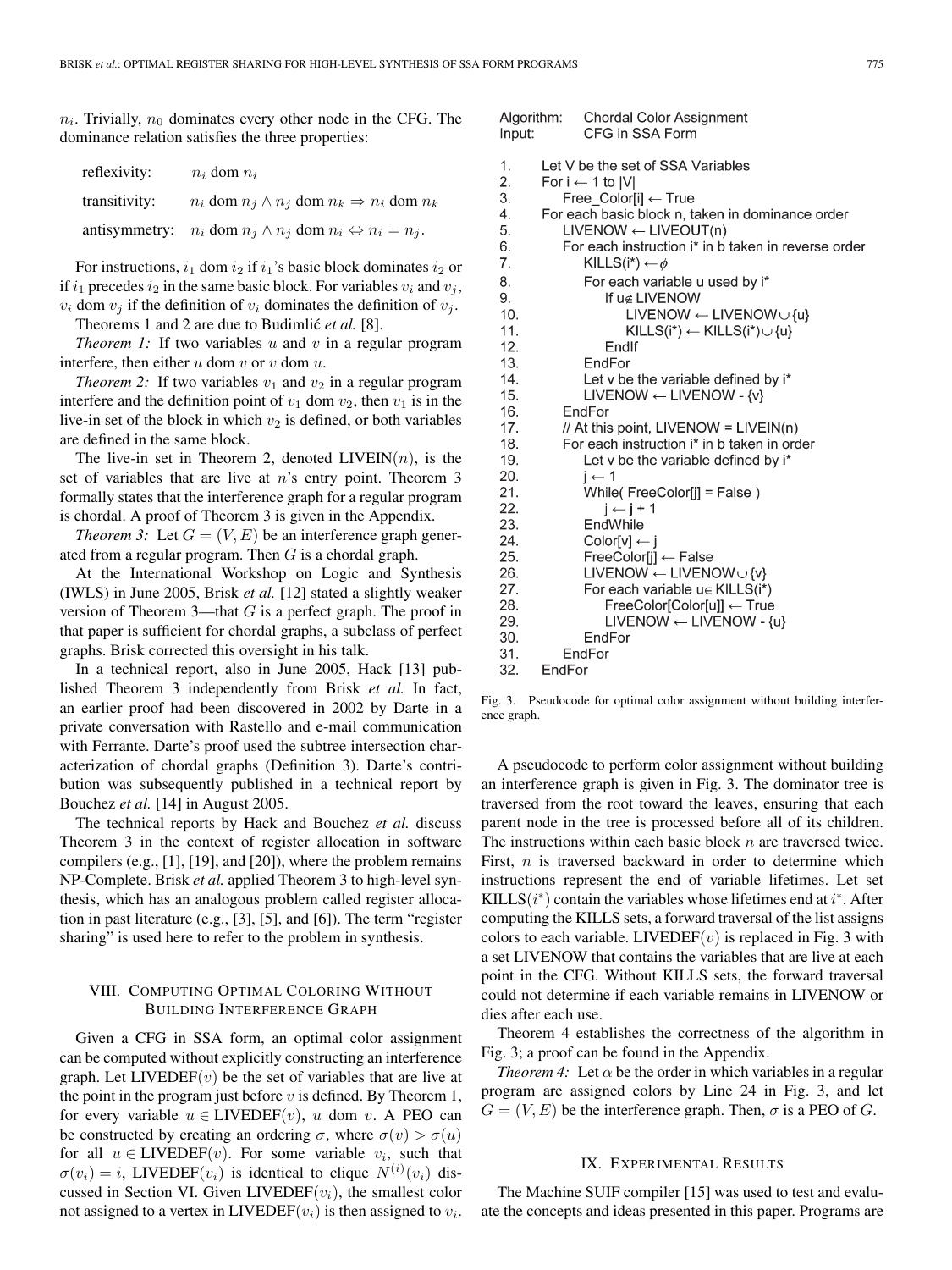$n_i$. Trivially, $n_0$ dominates every other node in the CFG. The dominance relation satisfies the three properties:

reflexivity: $n_i$ dom $n_i$

transitivity: $n_i$ dom $n_j \wedge n_j$ dom $n_k \Rightarrow n_i$ dom $n_k$

antisymmetry: $n_i$ dom $n_j \wedge n_j$ dom $n_i \Leftrightarrow n_i = n_j$.

For instructions, $i_1$ dom $i_2$ if $i_1$'s basic block dominates $i_2$ or if $i_1$ precedes $i_2$ in the same basic block. For variables $v_i$ and $v_j$, $v_i$ dom $v_j$ if the definition of $v_i$ dominates the definition of $v_j$.

Theorems 1 and 2 are due to Budimlić *et al.* [8].

*Theorem 1:* If two variables $u$ and $v$ in a regular program interfere, then either $u$ dom $v$ or $v$ dom $u$.

*Theorem 2:* If two variables $v_1$ and $v_2$ in a regular program interfere and the definition point of $v_1$ dom $v_2$, then $v_1$ is in the live-in set of the block in which $v_2$ is defined, or both variables are defined in the same block.

The live-in set in Theorem 2, denoted LIVEIN($n$), is the set of variables that are live at $n$'s entry point. Theorem 3 formally states that the interference graph for a regular program is chordal. A proof of Theorem 3 is given in the Appendix.

*Theorem 3:* Let $G = (V, E)$ be an interference graph generated from a regular program. Then $G$ is a chordal graph.

At the International Workshop on Logic and Synthesis (IWLS) in June 2005, Brisk *et al.* [12] stated a slightly weaker version of Theorem 3—that $G$ is a perfect graph. The proof in that paper is sufficient for chordal graphs, a subclass of perfect graphs. Brisk corrected this oversight in his talk.

In a technical report, also in June 2005, Hack [13] published Theorem 3 independently from Brisk *et al.* In fact, an earlier proof had been discovered in 2002 by Darte in a private conversation with Rastello and e-mail communication with Ferrante. Darte's proof used the subtree intersection characterization of chordal graphs (Definition 3). Darte's contribution was subsequently published in a technical report by Bouchez *et al.* [14] in August 2005.

The technical reports by Hack and Bouchez *et al.* discuss Theorem 3 in the context of register allocation in software compilers (e.g., [1], [19], and [20]), where the problem remains NP-Complete. Brisk *et al.* applied Theorem 3 to high-level synthesis, which has an analogous problem called register allocation in past literature (e.g., [3], [5], and [6]). The term "register sharing" is used here to refer to the problem in synthesis.

## VIII. Computing Optimal Coloring Without Building Interference Graph

Given a CFG in SSA form, an optimal color assignment can be computed without explicitly constructing an interference graph. Let LIVEDEF($v$) be the set of variables that are live at the point in the program just before $v$ is defined. By Theorem 1, for every variable $u \in$ LIVEDEF($v$), $u$ dom $v$. A PEO can be constructed by creating an ordering $\sigma$, where $\sigma(v) > \sigma(u)$ for all $u \in$ LIVEDEF($v$). For some variable $v_i$, such that $\sigma(v_i) = i$, LIVEDEF($v_i$) is identical to clique $N^{(i)}(v_i)$ discussed in Section VI. Given LIVEDEF($v_i$), the smallest color not assigned to a vertex in LIVEDEF($v_i$) is then assigned to $v_i$.

```
Algorithm:  Chordal Color Assignment
Input:      CFG in SSA Form

1.    Let V be the set of SSA Variables
2.    For i ← 1 to |V|
3.        Free_Color[i] ← True
4.    For each basic block n, taken in dominance order
5.        LIVENOW ← LIVEOUT(n)
6.        For each instruction i* in b taken in reverse order
7.            KILLS(i*) ← φ
8.            For each variable u used by i*
9.                If u∉ LIVENOW
10.                   LIVENOW ← LIVENOW ∪ {u}
11.                   KILLS(i*) ← KILLS(i*) ∪ {u}
12.               EndIf
13.           EndFor
14.           Let v be the variable defined by i*
15.           LIVENOW ← LIVENOW - {v}
16.       EndFor
17.       // At this point, LIVENOW = LIVEIN(n)
18.       For each instruction i* in b taken in order
19.           Let v be the variable defined by i*
20.           j ← 1
21.           While( FreeColor[j] = False )
22.               j ← j + 1
23.           EndWhile
24.           Color[v] ← j
25.           FreeColor[j] ← False
26.           LIVENOW ← LIVENOW ∪ {v}
27.           For each variable u∈ KILLS(i*)
28.               FreeColor[Color[u]] ← True
29.               LIVENOW ← LIVENOW - {u}
30.           EndFor
31.       EndFor
32.   EndFor
```

Fig. 3. Pseudocode for optimal color assignment without building interference graph.

A pseudocode to perform color assignment without building an interference graph is given in Fig. 3. The dominator tree is traversed from the root toward the leaves, ensuring that each parent node in the tree is processed before all of its children. The instructions within each basic block $n$ are traversed twice. First, $n$ is traversed backward in order to determine which instructions represent the end of variable lifetimes. Let set KILLS($i^*$) contain the variables whose lifetimes end at $i^*$. After computing the KILLS sets, a forward traversal of the list assigns colors to each variable. LIVEDEF($v$) is replaced in Fig. 3 with a set LIVENOW that contains the variables that are live at each point in the CFG. Without KILLS sets, the forward traversal could not determine if each variable remains in LIVENOW or dies after each use.

Theorem 4 establishes the correctness of the algorithm in Fig. 3; a proof can be found in the Appendix.

*Theorem 4:* Let $\alpha$ be the order in which variables in a regular program are assigned colors by Line 24 in Fig. 3, and let $G = (V, E)$ be the interference graph. Then, $\sigma$ is a PEO of $G$.

## IX. Experimental Results

The Machine SUIF compiler [15] was used to test and evaluate the concepts and ideas presented in this paper. Programs are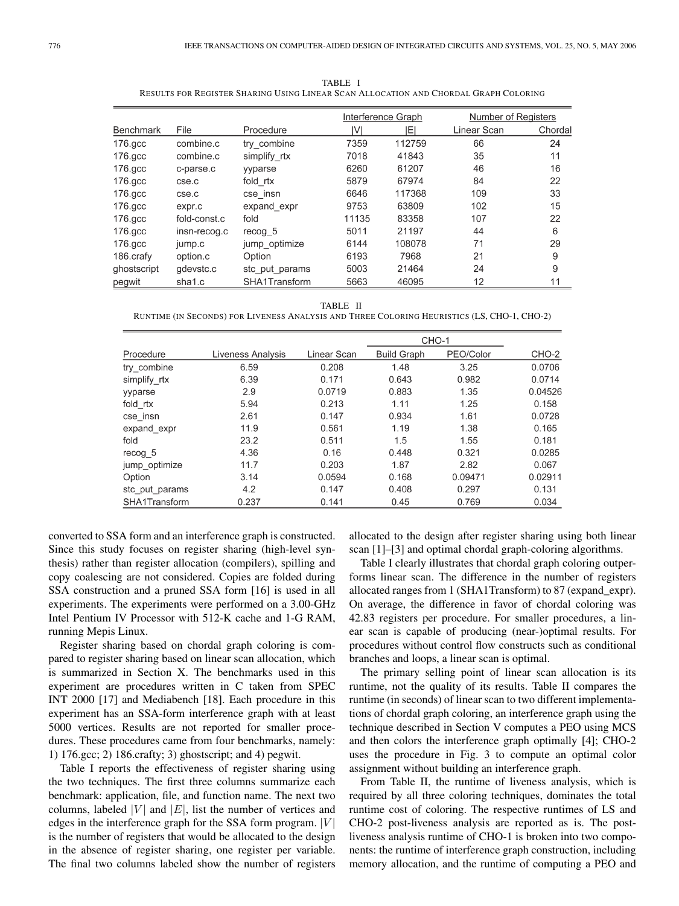TABLE I

RESULTS FOR REGISTER SHARING USING LINEAR SCAN ALLOCATION AND CHORDAL GRAPH COLORING

| | | | Interference Graph | | Number of Registers | |
|---|---|---|---|---|---|---|
| Benchmark | File | Procedure | $\lvert V\rvert$ | $\lvert E\rvert$ | Linear Scan | Chordal |
| 176.gcc | combine.c | try_combine | 7359 | 112759 | 66 | 24 |
| 176.gcc | combine.c | simplify_rtx | 7018 | 41843 | 35 | 11 |
| 176.gcc | c-parse.c | yyparse | 6260 | 61207 | 46 | 16 |
| 176.gcc | cse.c | fold_rtx | 5879 | 67974 | 84 | 22 |
| 176.gcc | cse.c | cse_insn | 6646 | 117368 | 109 | 33 |
| 176.gcc | expr.c | expand_expr | 9753 | 63809 | 102 | 15 |
| 176.gcc | fold-const.c | fold | 11135 | 83358 | 107 | 22 |
| 176.gcc | insn-recog.c | recog_5 | 5011 | 21197 | 44 | 6 |
| 176.gcc | jump.c | jump_optimize | 6144 | 108078 | 71 | 29 |
| 186.crafy | option.c | Option | 6193 | 7968 | 21 | 9 |
| ghostscript | gdevstc.c | stc_put_params | 5003 | 21464 | 24 | 9 |
| pegwit | sha1.c | SHA1Transform | 5663 | 46095 | 12 | 11 |

TABLE II

RUNTIME (IN SECONDS) FOR LIVENESS ANALYSIS AND THREE COLORING HEURISTICS (LS, CHO-1, CHO-2)

| | | | CHO-1 | | |
|---|---|---|---|---|---|
| Procedure | Liveness Analysis | Linear Scan | Build Graph | PEO/Color | CHO-2 |
| try_combine | 6.59 | 0.208 | 1.48 | 3.25 | 0.0706 |
| simplify_rtx | 6.39 | 0.171 | 0.643 | 0.982 | 0.0714 |
| yyparse | 2.9 | 0.0719 | 0.883 | 1.35 | 0.04526 |
| fold_rtx | 5.94 | 0.213 | 1.11 | 1.25 | 0.158 |
| cse_insn | 2.61 | 0.147 | 0.934 | 1.61 | 0.0728 |
| expand_expr | 11.9 | 0.561 | 1.19 | 1.38 | 0.165 |
| fold | 23.2 | 0.511 | 1.5 | 1.55 | 0.181 |
| recog_5 | 4.36 | 0.16 | 0.448 | 0.321 | 0.0285 |
| jump_optimize | 11.7 | 0.203 | 1.87 | 2.82 | 0.067 |
| Option | 3.14 | 0.0594 | 0.168 | 0.09471 | 0.02911 |
| stc_put_params | 4.2 | 0.147 | 0.408 | 0.297 | 0.131 |
| SHA1Transform | 0.237 | 0.141 | 0.45 | 0.769 | 0.034 |

converted to SSA form and an interference graph is constructed. Since this study focuses on register sharing (high-level synthesis) rather than register allocation (compilers), spilling and copy coalescing are not considered. Copies are folded during SSA construction and a pruned SSA form [16] is used in all experiments. The experiments were performed on a 3.00-GHz Intel Pentium IV Processor with 512-K cache and 1-G RAM, running Mepis Linux.

Register sharing based on chordal graph coloring is compared to register sharing based on linear scan allocation, which is summarized in Section X. The benchmarks used in this experiment are procedures written in C taken from SPEC INT 2000 [17] and Mediabench [18]. Each procedure in this experiment has an SSA-form interference graph with at least 5000 vertices. Results are not reported for smaller procedures. These procedures came from four benchmarks, namely: 1) 176.gcc; 2) 186.crafty; 3) ghostscript; and 4) pegwit.

Table I reports the effectiveness of register sharing using the two techniques. The first three columns summarize each benchmark: application, file, and function name. The next two columns, labeled $|V|$ and $|E|$, list the number of vertices and edges in the interference graph for the SSA form program. $|V|$ is the number of registers that would be allocated to the design in the absence of register sharing, one register per variable. The final two columns labeled show the number of registers allocated to the design after register sharing using both linear scan [1]–[3] and optimal chordal graph-coloring algorithms.

Table I clearly illustrates that chordal graph coloring outperforms linear scan. The difference in the number of registers allocated ranges from 1 (SHA1Transform) to 87 (expand_expr). On average, the difference in favor of chordal coloring was 42.83 registers per procedure. For smaller procedures, a linear scan is capable of producing (near-)optimal results. For procedures without control flow constructs such as conditional branches and loops, a linear scan is optimal.

The primary selling point of linear scan allocation is its runtime, not the quality of its results. Table II compares the runtime (in seconds) of linear scan to two different implementations of chordal graph coloring, an interference graph using the technique described in Section V computes a PEO using MCS and then colors the interference graph optimally [4]; CHO-2 uses the procedure in Fig. 3 to compute an optimal color assignment without building an interference graph.

From Table II, the runtime of liveness analysis, which is required by all three coloring techniques, dominates the total runtime cost of coloring. The respective runtimes of LS and CHO-2 post-liveness analysis are reported as is. The post-liveness analysis runtime of CHO-1 is broken into two components: the runtime of interference graph construction, including memory allocation, and the runtime of computing a PEO and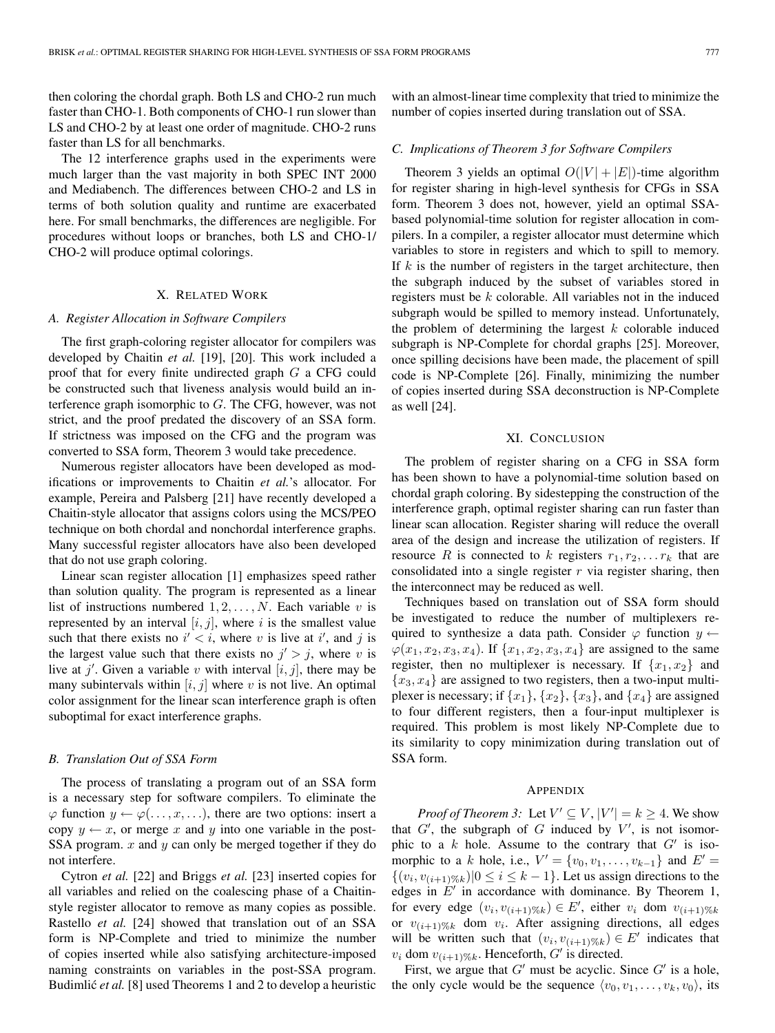then coloring the chordal graph. Both LS and CHO-2 run much faster than CHO-1. Both components of CHO-1 run slower than LS and CHO-2 by at least one order of magnitude. CHO-2 runs faster than LS for all benchmarks.

The 12 interference graphs used in the experiments were much larger than the vast majority in both SPEC INT 2000 and Mediabench. The differences between CHO-2 and LS in terms of both solution quality and runtime are exacerbated here. For small benchmarks, the differences are negligible. For procedures without loops or branches, both LS and CHO-1/CHO-2 will produce optimal colorings.

## X. Related Work

### A. Register Allocation in Software Compilers

The first graph-coloring register allocator for compilers was developed by Chaitin *et al.* [19], [20]. This work included a proof that for every finite undirected graph $G$ a CFG could be constructed such that liveness analysis would build an interference graph isomorphic to $G$. The CFG, however, was not strict, and the proof predated the discovery of an SSA form. If strictness was imposed on the CFG and the program was converted to SSA form, Theorem 3 would take precedence.

Numerous register allocators have been developed as modifications or improvements to Chaitin *et al.*'s allocator. For example, Pereira and Palsberg [21] have recently developed a Chaitin-style allocator that assigns colors using the MCS/PEO technique on both chordal and nonchordal interference graphs. Many successful register allocators have also been developed that do not use graph coloring.

Linear scan register allocation [1] emphasizes speed rather than solution quality. The program is represented as a linear list of instructions numbered $1, 2, \ldots, N$. Each variable $v$ is represented by an interval $[i, j]$, where $i$ is the smallest value such that there exists no $i' < i$, where $v$ is live at $i'$, and $j$ is the largest value such that there exists no $j' > j$, where $v$ is live at $j'$. Given a variable $v$ with interval $[i, j]$, there may be many subintervals within $[i, j]$ where $v$ is not live. An optimal color assignment for the linear scan interference graph is often suboptimal for exact interference graphs.

### B. Translation Out of SSA Form

The process of translating a program out of an SSA form is a necessary step for software compilers. To eliminate the $\varphi$ function $y \leftarrow \varphi(\ldots, x, \ldots)$, there are two options: insert a copy $y \leftarrow x$, or merge $x$ and $y$ into one variable in the post-SSA program. $x$ and $y$ can only be merged together if they do not interfere.

Cytron *et al.* [22] and Briggs *et al.* [23] inserted copies for all variables and relied on the coalescing phase of a Chaitin-style register allocator to remove as many copies as possible. Rastello *et al.* [24] showed that translation out of an SSA form is NP-Complete and tried to minimize the number of copies inserted while also satisfying architecture-imposed naming constraints on variables in the post-SSA program. Budimlić *et al.* [8] used Theorems 1 and 2 to develop a heuristic with an almost-linear time complexity that tried to minimize the number of copies inserted during translation out of SSA.

### C. Implications of Theorem 3 for Software Compilers

Theorem 3 yields an optimal $O(|V| + |E|)$-time algorithm for register sharing in high-level synthesis for CFGs in SSA form. Theorem 3 does not, however, yield an optimal SSA-based polynomial-time solution for register allocation in compilers. In a compiler, a register allocator must determine which variables to store in registers and which to spill to memory. If $k$ is the number of registers in the target architecture, then the subgraph induced by the subset of variables stored in registers must be $k$ colorable. All variables not in the induced subgraph would be spilled to memory instead. Unfortunately, the problem of determining the largest $k$ colorable induced subgraph is NP-Complete for chordal graphs [25]. Moreover, once spilling decisions have been made, the placement of spill code is NP-Complete [26]. Finally, minimizing the number of copies inserted during SSA deconstruction is NP-Complete as well [24].

## XI. Conclusion

The problem of register sharing on a CFG in SSA form has been shown to have a polynomial-time solution based on chordal graph coloring. By sidestepping the construction of the interference graph, optimal register sharing can run faster than linear scan allocation. Register sharing will reduce the overall area of the design and increase the utilization of registers. If resource $R$ is connected to $k$ registers $r_1, r_2, \ldots r_k$ that are consolidated into a single register $r$ via register sharing, then the interconnect may be reduced as well.

Techniques based on translation out of SSA form should be investigated to reduce the number of multiplexers required to synthesize a data path. Consider $\varphi$ function $y \leftarrow \varphi(x_1, x_2, x_3, x_4)$. If $\{x_1, x_2, x_3, x_4\}$ are assigned to the same register, then no multiplexer is necessary. If $\{x_1, x_2\}$ and $\{x_3, x_4\}$ are assigned to two registers, then a two-input multiplexer is necessary; if $\{x_1\}$, $\{x_2\}$, $\{x_3\}$, and $\{x_4\}$ are assigned to four different registers, then a four-input multiplexer is required. This problem is most likely NP-Complete due to its similarity to copy minimization during translation out of SSA form.

## Appendix

*Proof of Theorem 3:* Let $V' \subseteq V$, $|V'| = k \geq 4$. We show that $G'$, the subgraph of $G$ induced by $V'$, is not isomorphic to a $k$ hole. Assume to the contrary that $G'$ is isomorphic to a $k$ hole, i.e., $V' = \{v_0, v_1, \ldots, v_{k-1}\}$ and $E' = \{(v_i, v_{(i+1)\%k}) | 0 \leq i \leq k-1\}$. Let us assign directions to the edges in $E'$ in accordance with dominance. By Theorem 1, for every edge $(v_i, v_{(i+1)\%k}) \in E'$, either $v_i$ dom $v_{(i+1)\%k}$ or $v_{(i+1)\%k}$ dom $v_i$. After assigning directions, all edges will be written such that $(v_i, v_{(i+1)\%k}) \in E'$ indicates that $v_i$ dom $v_{(i+1)\%k}$. Henceforth, $G'$ is directed.

First, we argue that $G'$ must be acyclic. Since $G'$ is a hole, the only cycle would be the sequence $\langle v_0, v_1, \ldots, v_k, v_0 \rangle$, its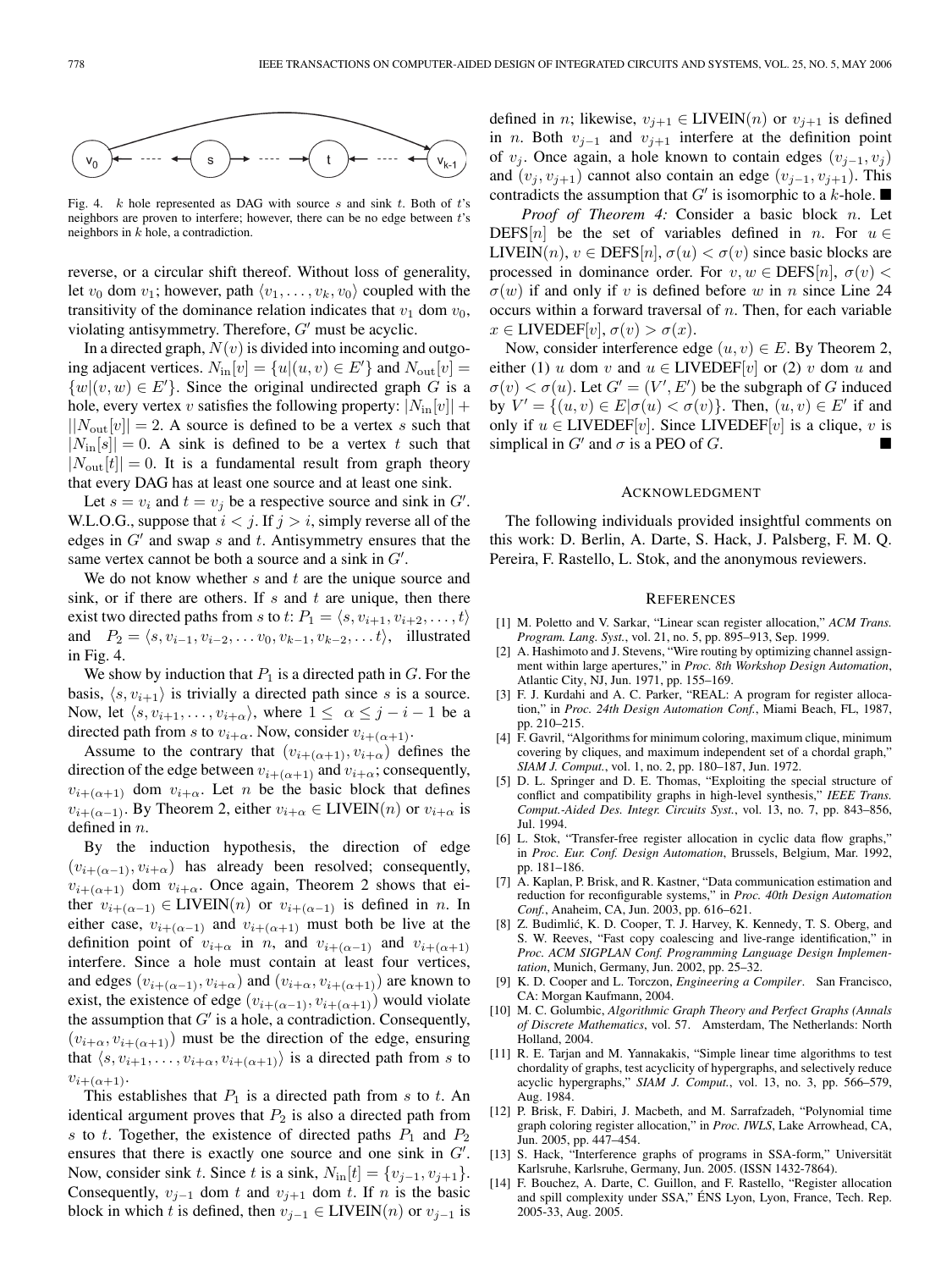Fig. 4. $k$ hole represented as DAG with source $s$ and sink $t$. Both of $t$'s neighbors are proven to interfere; however, there can be no edge between $t$'s neighbors in $k$ hole, a contradiction.

reverse, or a circular shift thereof. Without loss of generality, let $v_0$ dom $v_1$; however, path $\langle v_1, \ldots, v_k, v_0 \rangle$ coupled with the transitivity of the dominance relation indicates that $v_1$ dom $v_0$, violating antisymmetry. Therefore, $G'$ must be acyclic.

In a directed graph, $N(v)$ is divided into incoming and outgoing adjacent vertices. $N_{\text{in}}[v] = \{u | (u, v) \in E'\}$ and $N_{\text{out}}[v] = \{w | (v, w) \in E'\}$. Since the original undirected graph $G$ is a hole, every vertex $v$ satisfies the following property: $|N_{\text{in}}[v]| + ||N_{\text{out}}[v]| = 2$. A source is defined to be a vertex $s$ such that $|N_{\text{in}}[s]| = 0$. A sink is defined to be a vertex $t$ such that $|N_{\text{out}}[t]| = 0$. It is a fundamental result from graph theory that every DAG has at least one source and at least one sink.

Let $s = v_i$ and $t = v_j$ be a respective source and sink in $G'$. W.L.O.G., suppose that $i < j$. If $j > i$, simply reverse all of the edges in $G'$ and swap $s$ and $t$. Antisymmetry ensures that the same vertex cannot be both a source and a sink in $G'$.

We do not know whether $s$ and $t$ are the unique source and sink, or if there are others. If $s$ and $t$ are unique, then there exist two directed paths from $s$ to $t$: $P_1 = \langle s, v_{i+1}, v_{i+2}, \ldots, t \rangle$ and $P_2 = \langle s, v_{i-1}, v_{i-2}, \ldots v_0, v_{k-1}, v_{k-2}, \ldots t \rangle$, illustrated in Fig. 4.

We show by induction that $P_1$ is a directed path in $G$. For the basis, $\langle s, v_{i+1} \rangle$ is trivially a directed path since $s$ is a source. Now, let $\langle s, v_{i+1}, \ldots, v_{i+\alpha} \rangle$, where $1 \leq \alpha \leq j - i - 1$ be a directed path from $s$ to $v_{i+\alpha}$. Now, consider $v_{i+(\alpha+1)}$.

Assume to the contrary that $(v_{i+(\alpha+1)}, v_{i+\alpha})$ defines the direction of the edge between $v_{i+(\alpha+1)}$ and $v_{i+\alpha}$; consequently, $v_{i+(\alpha+1)}$ dom $v_{i+\alpha}$. Let $n$ be the basic block that defines $v_{i+(\alpha-1)}$. By Theorem 2, either $v_{i+\alpha} \in \text{LIVEIN}(n)$ or $v_{i+\alpha}$ is defined in $n$.

By the induction hypothesis, the direction of edge $(v_{i+(\alpha-1)}, v_{i+\alpha})$ has already been resolved; consequently, $v_{i+(\alpha+1)}$ dom $v_{i+\alpha}$. Once again, Theorem 2 shows that either $v_{i+(\alpha-1)} \in \text{LIVEIN}(n)$ or $v_{i+(\alpha-1)}$ is defined in $n$. In either case, $v_{i+(\alpha-1)}$ and $v_{i+(\alpha+1)}$ must both be live at the definition point of $v_{i+\alpha}$ in $n$, and $v_{i+(\alpha-1)}$ and $v_{i+(\alpha+1)}$ interfere. Since a hole must contain at least four vertices, and edges $(v_{i+(\alpha-1)}, v_{i+\alpha})$ and $(v_{i+\alpha}, v_{i+(\alpha+1)})$ are known to exist, the existence of edge $(v_{i+(\alpha-1)}, v_{i+(\alpha+1)})$ would violate the assumption that $G'$ is a hole, a contradiction. Consequently, $(v_{i+\alpha}, v_{i+(\alpha+1)})$ must be the direction of the edge, ensuring that $\langle s, v_{i+1}, \ldots, v_{i+\alpha}, v_{i+(\alpha+1)} \rangle$ is a directed path from $s$ to $v_{i+(\alpha+1)}$.

This establishes that $P_1$ is a directed path from $s$ to $t$. An identical argument proves that $P_2$ is also a directed path from $s$ to $t$. Together, the existence of directed paths $P_1$ and $P_2$ ensures that there is exactly one source and one sink in $G'$. Now, consider sink $t$. Since $t$ is a sink, $N_{\text{in}}[t] = \{v_{j-1}, v_{j+1}\}$. Consequently, $v_{j-1}$ dom $t$ and $v_{j+1}$ dom $t$. If $n$ is the basic block in which $t$ is defined, then $v_{j-1} \in \text{LIVEIN}(n)$ or $v_{j-1}$ is defined in $n$; likewise, $v_{j+1} \in \text{LIVEIN}(n)$ or $v_{j+1}$ is defined in $n$. Both $v_{j-1}$ and $v_{j+1}$ interfere at the definition point of $v_j$. Once again, a hole known to contain edges $(v_{j-1}, v_j)$ and $(v_j, v_{j+1})$ cannot also contain an edge $(v_{j-1}, v_{j+1})$. This contradicts the assumption that $G'$ is isomorphic to a $k$-hole. ■

*Proof of Theorem 4:* Consider a basic block $n$. Let $\text{DEFS}[n]$ be the set of variables defined in $n$. For $u \in \text{LIVEIN}(n)$, $v \in \text{DEFS}[n]$, $\sigma(u) < \sigma(v)$ since basic blocks are processed in dominance order. For $v, w \in \text{DEFS}[n]$, $\sigma(v) < \sigma(w)$ if and only if $v$ is defined before $w$ in $n$ since Line 24 occurs within a forward traversal of $n$. Then, for each variable $x \in \text{LIVEDEF}[v]$, $\sigma(v) > \sigma(x)$.

Now, consider interference edge $(u, v) \in E$. By Theorem 2, either (1) $u$ dom $v$ and $u \in \text{LIVEDEF}[v]$ or (2) $v$ dom $u$ and $\sigma(v) < \sigma(u)$. Let $G' = (V', E')$ be the subgraph of $G$ induced by $V' = \{(u, v) \in E | \sigma(u) < \sigma(v)\}$. Then, $(u, v) \in E'$ if and only if $u \in \text{LIVEDEF}[v]$. Since $\text{LIVEDEF}[v]$ is a clique, $v$ is simplical in $G'$ and $\sigma$ is a PEO of $G$. ■

## Acknowledgment

The following individuals provided insightful comments on this work: D. Berlin, A. Darte, S. Hack, J. Palsberg, F. M. Q. Pereira, F. Rastello, L. Stok, and the anonymous reviewers.

## References

[1] M. Poletto and V. Sarkar, "Linear scan register allocation," *ACM Trans. Program. Lang. Syst.*, vol. 21, no. 5, pp. 895–913, Sep. 1999.

[2] A. Hashimoto and J. Stevens, "Wire routing by optimizing channel assignment within large apertures," in *Proc. 8th Workshop Design Automation*, Atlantic City, NJ, Jun. 1971, pp. 155–169.

[3] F. J. Kurdahi and A. C. Parker, "REAL: A program for register allocation," in *Proc. 24th Design Automation Conf.*, Miami Beach, FL, 1987, pp. 210–215.

[4] F. Gavril, "Algorithms for minimum coloring, maximum clique, minimum covering by cliques, and maximum independent set of a chordal graph," *SIAM J. Comput.*, vol. 1, no. 2, pp. 180–187, Jun. 1972.

[5] D. L. Springer and D. E. Thomas, "Exploiting the special structure of conflict and compatibility graphs in high-level synthesis," *IEEE Trans. Comput.-Aided Des. Integr. Circuits Syst.*, vol. 13, no. 7, pp. 843–856, Jul. 1994.

[6] L. Stok, "Transfer-free register allocation in cyclic data flow graphs," in *Proc. Eur. Conf. Design Automation*, Brussels, Belgium, Mar. 1992, pp. 181–186.

[7] A. Kaplan, P. Brisk, and R. Kastner, "Data communication estimation and reduction for reconfigurable systems," in *Proc. 40th Design Automation Conf.*, Anaheim, CA, Jun. 2003, pp. 616–621.

[8] Z. Budimlić, K. D. Cooper, T. J. Harvey, K. Kennedy, T. S. Oberg, and S. W. Reeves, "Fast copy coalescing and live-range identification," in *Proc. ACM SIGPLAN Conf. Programming Language Design Implementation*, Munich, Germany, Jun. 2002, pp. 25–32.

[9] K. D. Cooper and L. Torczon, *Engineering a Compiler*. San Francisco, CA: Morgan Kaufmann, 2004.

[10] M. C. Golumbic, *Algorithmic Graph Theory and Perfect Graphs (Annals of Discrete Mathematics*, vol. 57. Amsterdam, The Netherlands: North Holland, 2004.

[11] R. E. Tarjan and M. Yannakakis, "Simple linear time algorithms to test chordality of graphs, test acyclicity of hypergraphs, and selectively reduce acyclic hypergraphs," *SIAM J. Comput.*, vol. 13, no. 3, pp. 566–579, Aug. 1984.

[12] P. Brisk, F. Dabiri, J. Macbeth, and M. Sarrafzadeh, "Polynomial time graph coloring register allocation," in *Proc. IWLS*, Lake Arrowhead, CA, Jun. 2005, pp. 447–454.

[13] S. Hack, "Interference graphs of programs in SSA-form," Universität Karlsruhe, Karlsruhe, Germany, Jun. 2005. (ISSN 1432-7864).

[14] F. Bouchez, A. Darte, C. Guillon, and F. Rastello, "Register allocation and spill complexity under SSA," ÉNS Lyon, Lyon, France, Tech. Rep. 2005-33, Aug. 2005.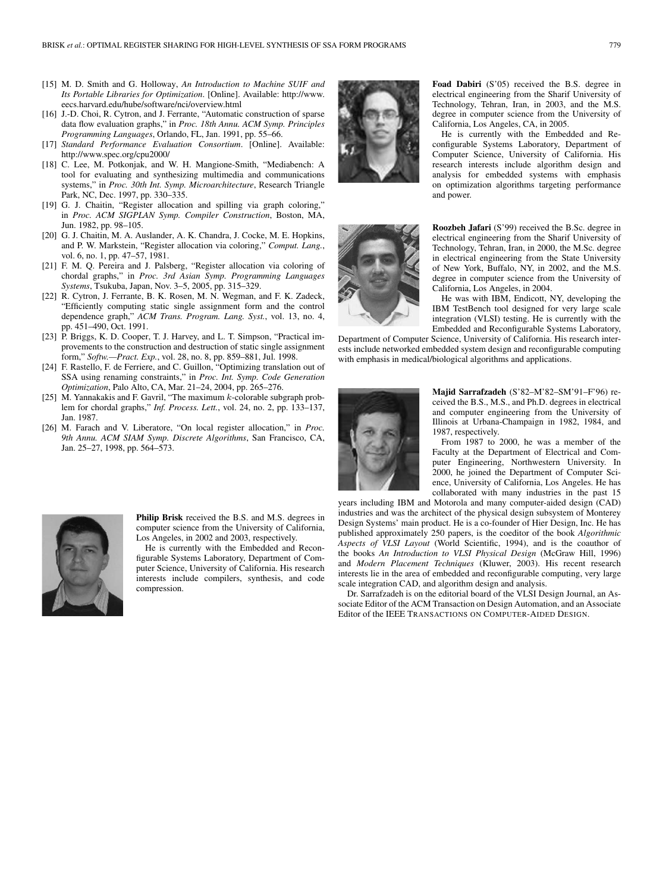[15] M. D. Smith and G. Holloway, *An Introduction to Machine SUIF and Its Portable Libraries for Optimization*. [Online]. Available: http://www.eecs.harvard.edu/hube/software/nci/overview.html

[16] J.-D. Choi, R. Cytron, and J. Ferrante, "Automatic construction of sparse data flow evaluation graphs," in *Proc. 18th Annu. ACM Symp. Principles Programming Languages*, Orlando, FL, Jan. 1991, pp. 55–66.

[17] *Standard Performance Evaluation Consortium*. [Online]. Available: http://www.spec.org/cpu2000/

[18] C. Lee, M. Potkonjak, and W. H. Mangione-Smith, "Mediabench: A tool for evaluating and synthesizing multimedia and communications systems," in *Proc. 30th Int. Symp. Microarchitecture*, Research Triangle Park, NC, Dec. 1997, pp. 330–335.

[19] G. J. Chaitin, "Register allocation and spilling via graph coloring," in *Proc. ACM SIGPLAN Symp. Compiler Construction*, Boston, MA, Jun. 1982, pp. 98–105.

[20] G. J. Chaitin, M. A. Auslander, A. K. Chandra, J. Cocke, M. E. Hopkins, and P. W. Markstein, "Register allocation via coloring," *Comput. Lang.*, vol. 6, no. 1, pp. 47–57, 1981.

[21] F. M. Q. Pereira and J. Palsberg, "Register allocation via coloring of chordal graphs," in *Proc. 3rd Asian Symp. Programming Languages Systems*, Tsukuba, Japan, Nov. 3–5, 2005, pp. 315–329.

[22] R. Cytron, J. Ferrante, B. K. Rosen, M. N. Wegman, and F. K. Zadeck, "Efficiently computing static single assignment form and the control dependence graph," *ACM Trans. Program. Lang. Syst.*, vol. 13, no. 4, pp. 451–490, Oct. 1991.

[23] P. Briggs, K. D. Cooper, T. J. Harvey, and L. T. Simpson, "Practical improvements to the construction and destruction of static single assignment form," *Softw.—Pract. Exp.*, vol. 28, no. 8, pp. 859–881, Jul. 1998.

[24] F. Rastello, F. de Ferriere, and C. Guillon, "Optimizing translation out of SSA using renaming constraints," in *Proc. Int. Symp. Code Generation Optimization*, Palo Alto, CA, Mar. 21–24, 2004, pp. 265–276.

[25] M. Yannakakis and F. Gavril, "The maximum $k$-colorable subgraph problem for chordal graphs," *Inf. Process. Lett.*, vol. 24, no. 2, pp. 133–137, Jan. 1987.

[26] M. Farach and V. Liberatore, "On local register allocation," in *Proc. 9th Annu. ACM SIAM Symp. Discrete Algorithms*, San Francisco, CA, Jan. 25–27, 1998, pp. 564–573.

**Philip Brisk** received the B.S. and M.S. degrees in computer science from the University of California, Los Angeles, in 2002 and 2003, respectively.

He is currently with the Embedded and Reconfigurable Systems Laboratory, Department of Computer Science, University of California. His research interests include compilers, synthesis, and code compression.

**Foad Dabiri** (S'05) received the B.S. degree in electrical engineering from the Sharif University of Technology, Tehran, Iran, in 2003, and the M.S. degree in computer science from the University of California, Los Angeles, CA, in 2005.

He is currently with the Embedded and Reconfigurable Systems Laboratory, Department of Computer Science, University of California. His research interests include algorithm design and analysis for embedded systems with emphasis on optimization algorithms targeting performance and power.

**Roozbeh Jafari** (S'99) received the B.Sc. degree in electrical engineering from the Sharif University of Technology, Tehran, Iran, in 2000, the M.Sc. degree in electrical engineering from the State University of New York, Buffalo, NY, in 2002, and the M.S. degree in computer science from the University of California, Los Angeles, in 2004.

He was with IBM, Endicott, NY, developing the IBM TestBench tool designed for very large scale integration (VLSI) testing. He is currently with the Embedded and Reconfigurable Systems Laboratory, Department of Computer Science, University of California. His research interests include networked embedded system design and reconfigurable computing with emphasis in medical/biological algorithms and applications.

**Majid Sarrafzadeh** (S'82–M'82–SM'91–F'96) received the B.S., M.S., and Ph.D. degrees in electrical and computer engineering from the University of Illinois at Urbana-Champaign in 1982, 1984, and 1987, respectively.

From 1987 to 2000, he was a member of the Faculty at the Department of Electrical and Computer Engineering, Northwestern University. In 2000, he joined the Department of Computer Science, University of California, Los Angeles. He has collaborated with many industries in the past 15 years including IBM and Motorola and many computer-aided design (CAD) industries and was the architect of the physical design subsystem of Monterey Design Systems' main product. He is a co-founder of Hier Design, Inc. He has published approximately 250 papers, is the coeditor of the book *Algorithmic Aspects of VLSI Layout* (World Scientific, 1994), and is the coauthor of the books *An Introduction to VLSI Physical Design* (McGraw Hill, 1996) and *Modern Placement Techniques* (Kluwer, 2003). His recent research interests lie in the area of embedded and reconfigurable computing, very large scale integration CAD, and algorithm design and analysis.

Dr. Sarrafzadeh is on the editorial board of the VLSI Design Journal, an Associate Editor of the ACM Transaction on Design Automation, and an Associate Editor of the IEEE TRANSACTIONS ON COMPUTER-AIDED DESIGN.